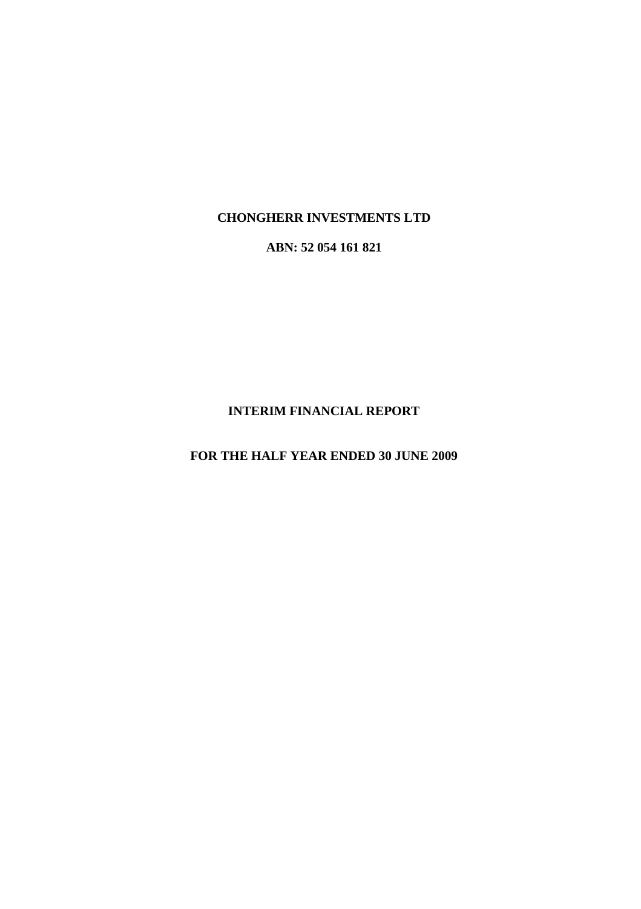# CHONGHERR INVESTMENTS LTD

**ABN: 52 054 161 821**

# INTERIM FINANCIAL REPORT

## FOR THE HALF YEAR ENDED 30 JUNE 2009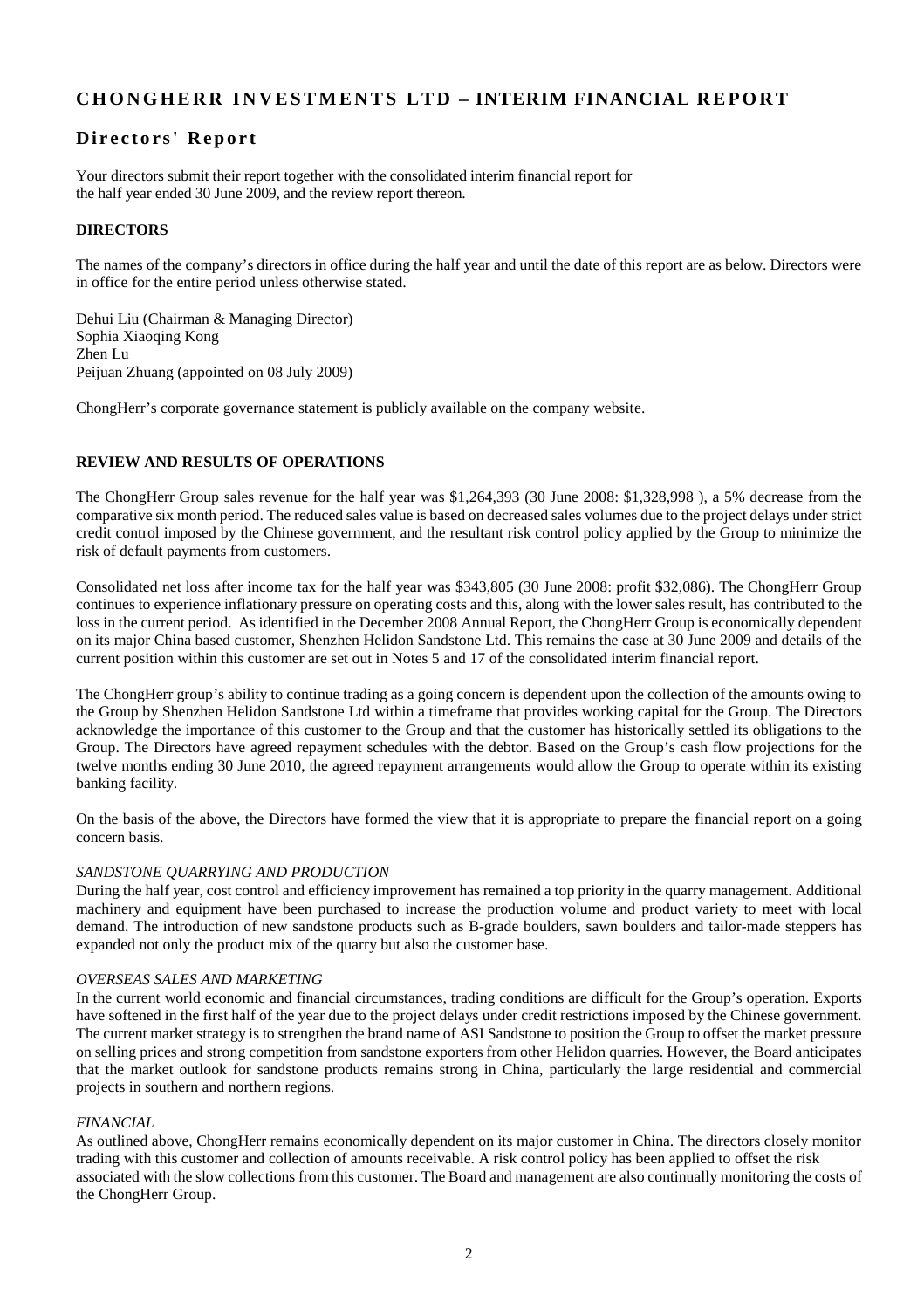# CHONGHERR INVESTMENTS LTD – INTERIM FINANCIAL REPORT

## Directors' Report

Your directors submit their report together with the consolidated interim financial report for the half year ended 30 June 2009, and the review report thereon.

### DIRECTORS

The names of the company's directors in office during the half year and until the date of this report are as below. Directors were in office for the entire period unless otherwise stated.

Dehui Liu (Chairman & Managing Director)  
Sophia Xiaoqing Kong  
Zhen Lu  
Peijuan Zhuang (appointed on 08 July 2009)

ChongHerr's corporate governance statement is publicly available on the company website.

### REVIEW AND RESULTS OF OPERATIONS

The ChongHerr Group sales revenue for the half year was $1,264,393 (30 June 2008: $1,328,998 ), a 5% decrease from the comparative six month period. The reduced sales value is based on decreased sales volumes due to the project delays under strict credit control imposed by the Chinese government, and the resultant risk control policy applied by the Group to minimize the risk of default payments from customers.

Consolidated net loss after income tax for the half year was $343,805 (30 June 2008: profit $32,086). The ChongHerr Group continues to experience inflationary pressure on operating costs and this, along with the lower sales result, has contributed to the loss in the current period. As identified in the December 2008 Annual Report, the ChongHerr Group is economically dependent on its major China based customer, Shenzhen Helidon Sandstone Ltd. This remains the case at 30 June 2009 and details of the current position within this customer are set out in Notes 5 and 17 of the consolidated interim financial report.

The ChongHerr group's ability to continue trading as a going concern is dependent upon the collection of the amounts owing to the Group by Shenzhen Helidon Sandstone Ltd within a timeframe that provides working capital for the Group. The Directors acknowledge the importance of this customer to the Group and that the customer has historically settled its obligations to the Group. The Directors have agreed repayment schedules with the debtor. Based on the Group's cash flow projections for the twelve months ending 30 June 2010, the agreed repayment arrangements would allow the Group to operate within its existing banking facility.

On the basis of the above, the Directors have formed the view that it is appropriate to prepare the financial report on a going concern basis.

*SANDSTONE QUARRYING AND PRODUCTION*  
During the half year, cost control and efficiency improvement has remained a top priority in the quarry management. Additional machinery and equipment have been purchased to increase the production volume and product variety to meet with local demand. The introduction of new sandstone products such as B-grade boulders, sawn boulders and tailor-made steppers has expanded not only the product mix of the quarry but also the customer base.

*OVERSEAS SALES AND MARKETING*  
In the current world economic and financial circumstances, trading conditions are difficult for the Group's operation. Exports have softened in the first half of the year due to the project delays under credit restrictions imposed by the Chinese government. The current market strategy is to strengthen the brand name of ASI Sandstone to position the Group to offset the market pressure on selling prices and strong competition from sandstone exporters from other Helidon quarries. However, the Board anticipates that the market outlook for sandstone products remains strong in China, particularly the large residential and commercial projects in southern and northern regions.

*FINANCIAL*  
As outlined above, ChongHerr remains economically dependent on its major customer in China. The directors closely monitor trading with this customer and collection of amounts receivable. A risk control policy has been applied to offset the risk associated with the slow collections from this customer. The Board and management are also continually monitoring the costs of the ChongHerr Group.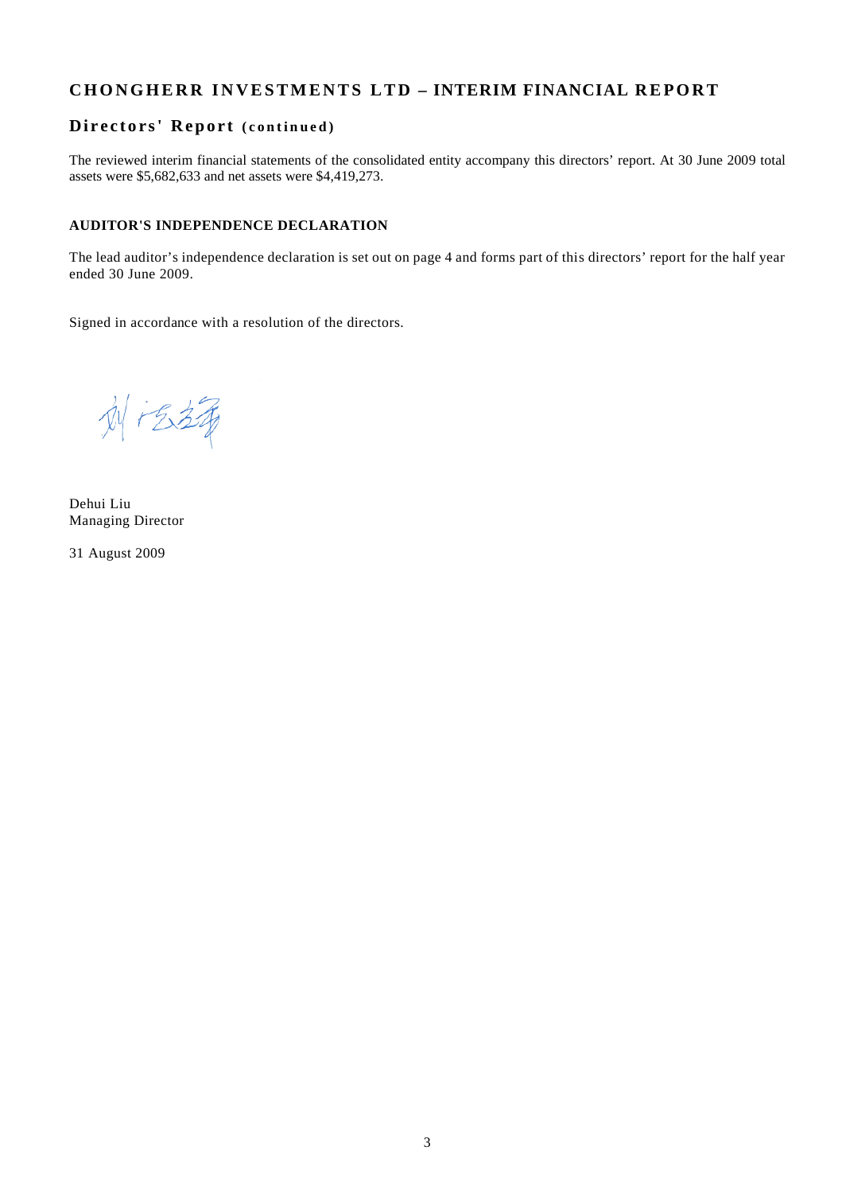# CHONGHERR INVESTMENTS LTD – INTERIM FINANCIAL REPORT

## Directors' Report (continued)

The reviewed interim financial statements of the consolidated entity accompany this directors' report. At 30 June 2009 total assets were $5,682,633 and net assets were $4,419,273.

### AUDITOR'S INDEPENDENCE DECLARATION

The lead auditor's independence declaration is set out on page 4 and forms part of this directors' report for the half year ended 30 June 2009.

Signed in accordance with a resolution of the directors.

Dehui Liu
Managing Director

31 August 2009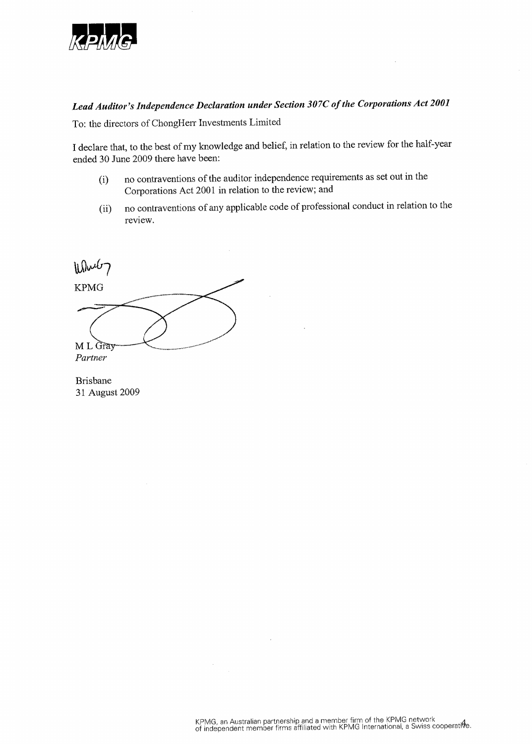*Lead Auditor's Independence Declaration under Section 307C of the Corporations Act 2001*

To: the directors of ChongHerr Investments Limited

I declare that, to the best of my knowledge and belief, in relation to the review for the half-year ended 30 June 2009 there have been:

(i) no contraventions of the auditor independence requirements as set out in the Corporations Act 2001 in relation to the review; and

(ii) no contraventions of any applicable code of professional conduct in relation to the review.

KPMG

M L Gray
*Partner*

Brisbane
31 August 2009

KPMG, an Australian partnership and a member firm of the KPMG network of independent member firms affiliated with KPMG International, a Swiss cooperative.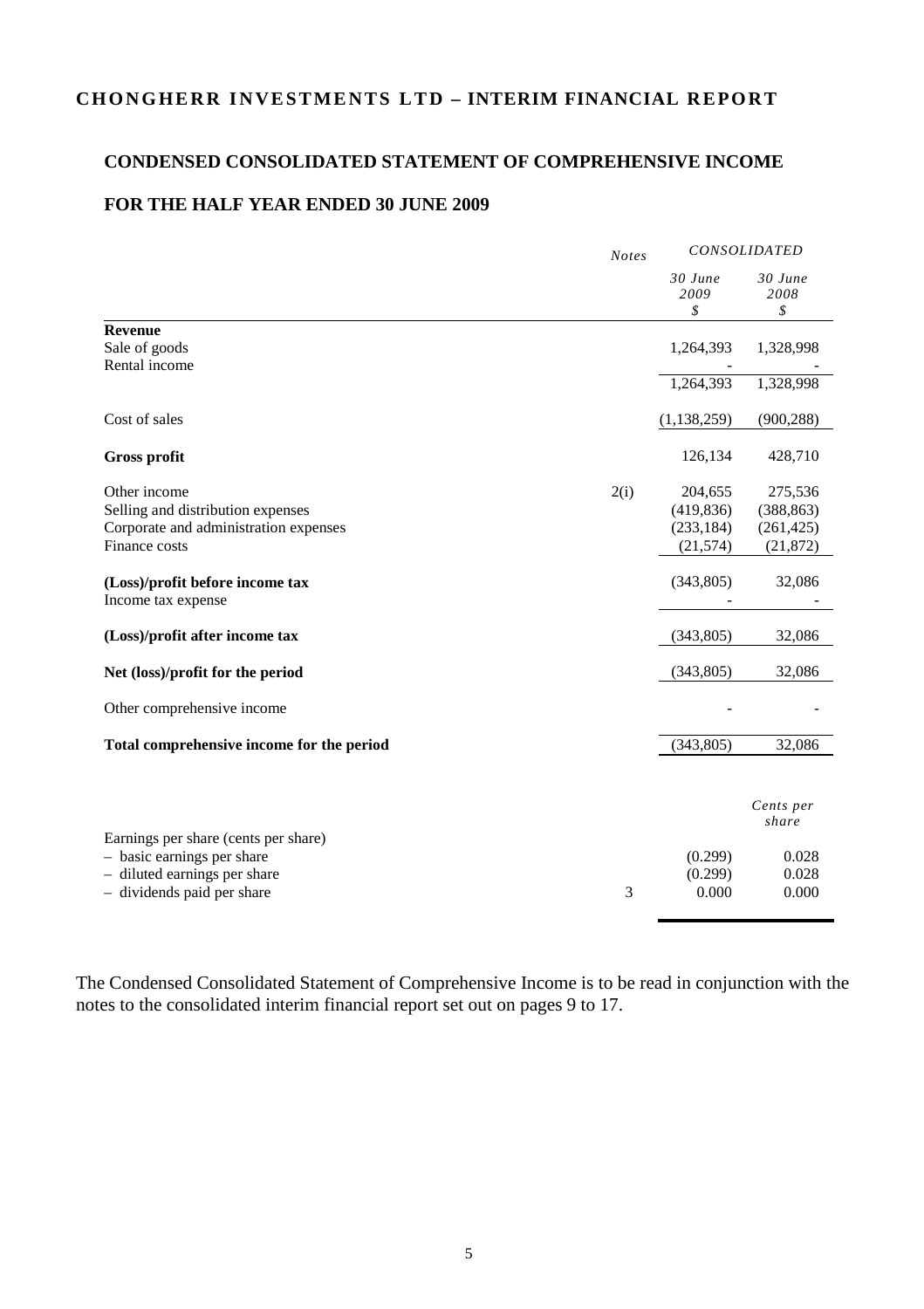**CHONGHERR INVESTMENTS LTD – INTERIM FINANCIAL REPORT**

## CONDENSED CONSOLIDATED STATEMENT OF COMPREHENSIVE INCOME

## FOR THE HALF YEAR ENDED 30 JUNE 2009

| | *Notes* | *CONSOLIDATED* | |
|---|---|---|---|
| | | *30 June 2009* *$* | *30 June 2008* *$* |
| **Revenue** | | | |
| Sale of goods | | 1,264,393 | 1,328,998 |
| Rental income | | - | - |
| | | 1,264,393 | 1,328,998 |
| Cost of sales | | (1,138,259) | (900,288) |
| **Gross profit** | | 126,134 | 428,710 |
| Other income | 2(i) | 204,655 | 275,536 |
| Selling and distribution expenses | | (419,836) | (388,863) |
| Corporate and administration expenses | | (233,184) | (261,425) |
| Finance costs | | (21,574) | (21,872) |
| **(Loss)/profit before income tax** | | (343,805) | 32,086 |
| Income tax expense | | - | - |
| **(Loss)/profit after income tax** | | (343,805) | 32,086 |
| **Net (loss)/profit for the period** | | (343,805) | 32,086 |
| Other comprehensive income | | - | - |
| **Total comprehensive income for the period** | | (343,805) | 32,086 |
| | | | *Cents per share* |
| Earnings per share (cents per share) | | | |
| – basic earnings per share | | (0.299) | 0.028 |
| – diluted earnings per share | | (0.299) | 0.028 |
| – dividends paid per share | 3 | 0.000 | 0.000 |

The Condensed Consolidated Statement of Comprehensive Income is to be read in conjunction with the notes to the consolidated interim financial report set out on pages 9 to 17.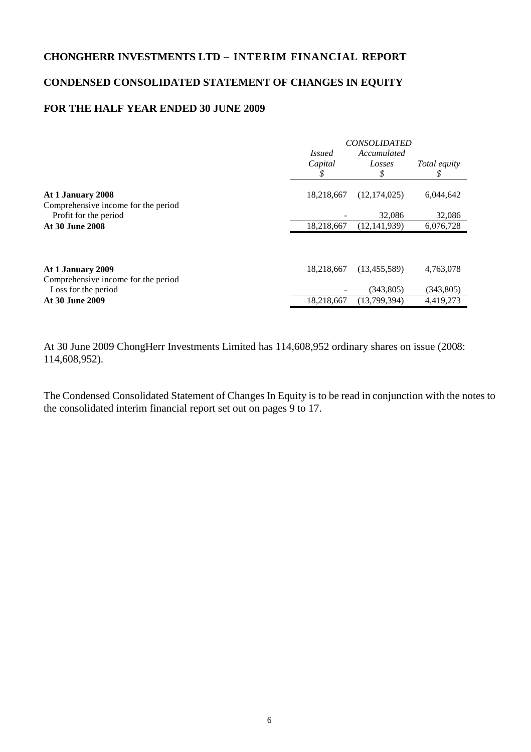**CHONGHERR INVESTMENTS LTD – INTERIM FINANCIAL REPORT**

**CONDENSED CONSOLIDATED STATEMENT OF CHANGES IN EQUITY**

**FOR THE HALF YEAR ENDED 30 JUNE 2009**

| | *CONSOLIDATED* | | |
|---|---|---|---|
| | *Issued Capital* $ | *Accumulated Losses* $ | *Total equity* $ |
| **At 1 January 2008** | 18,218,667 | (12,174,025) | 6,044,642 |
| Comprehensive income for the period | | | |
| Profit for the period | - | 32,086 | 32,086 |
| **At 30 June 2008** | 18,218,667 | (12,141,939) | 6,076,728 |
| | | | |
| **At 1 January 2009** | 18,218,667 | (13,455,589) | 4,763,078 |
| Comprehensive income for the period | | | |
| Loss for the period | - | (343,805) | (343,805) |
| **At 30 June 2009** | 18,218,667 | (13,799,394) | 4,419,273 |

At 30 June 2009 ChongHerr Investments Limited has 114,608,952 ordinary shares on issue (2008: 114,608,952).

The Condensed Consolidated Statement of Changes In Equity is to be read in conjunction with the notes to the consolidated interim financial report set out on pages 9 to 17.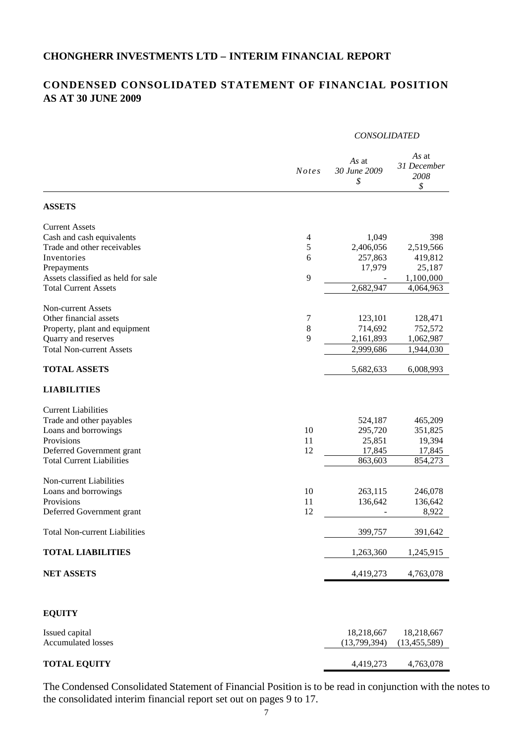**CHONGHERR INVESTMENTS LTD – INTERIM FINANCIAL REPORT**

## CONDENSED CONSOLIDATED STATEMENT OF FINANCIAL POSITION AS AT 30 JUNE 2009

| | *Notes* | *CONSOLIDATED* *As* at *30 June 2009* *$* | *As* at *31 December 2008* *$* |
|---|---|---|---|
| **ASSETS** | | | |
| Current Assets | | | |
| Cash and cash equivalents | 4 | 1,049 | 398 |
| Trade and other receivables | 5 | 2,406,056 | 2,519,566 |
| Inventories | 6 | 257,863 | 419,812 |
| Prepayments | | 17,979 | 25,187 |
| Assets classified as held for sale | 9 | - | 1,100,000 |
| Total Current Assets | | 2,682,947 | 4,064,963 |
| Non-current Assets | | | |
| Other financial assets | 7 | 123,101 | 128,471 |
| Property, plant and equipment | 8 | 714,692 | 752,572 |
| Quarry and reserves | 9 | 2,161,893 | 1,062,987 |
| Total Non-current Assets | | 2,999,686 | 1,944,030 |
| **TOTAL ASSETS** | | 5,682,633 | 6,008,993 |
| **LIABILITIES** | | | |
| Current Liabilities | | | |
| Trade and other payables | | 524,187 | 465,209 |
| Loans and borrowings | 10 | 295,720 | 351,825 |
| Provisions | 11 | 25,851 | 19,394 |
| Deferred Government grant | 12 | 17,845 | 17,845 |
| Total Current Liabilities | | 863,603 | 854,273 |
| Non-current Liabilities | | | |
| Loans and borrowings | 10 | 263,115 | 246,078 |
| Provisions | 11 | 136,642 | 136,642 |
| Deferred Government grant | 12 | - | 8,922 |
| Total Non-current Liabilities | | 399,757 | 391,642 |
| **TOTAL LIABILITIES** | | 1,263,360 | 1,245,915 |
| **NET ASSETS** | | 4,419,273 | 4,763,078 |
| **EQUITY** | | | |
| Issued capital | | 18,218,667 | 18,218,667 |
| Accumulated losses | | (13,799,394) | (13,455,589) |
| **TOTAL EQUITY** | | 4,419,273 | 4,763,078 |

The Condensed Consolidated Statement of Financial Position is to be read in conjunction with the notes to the consolidated interim financial report set out on pages 9 to 17.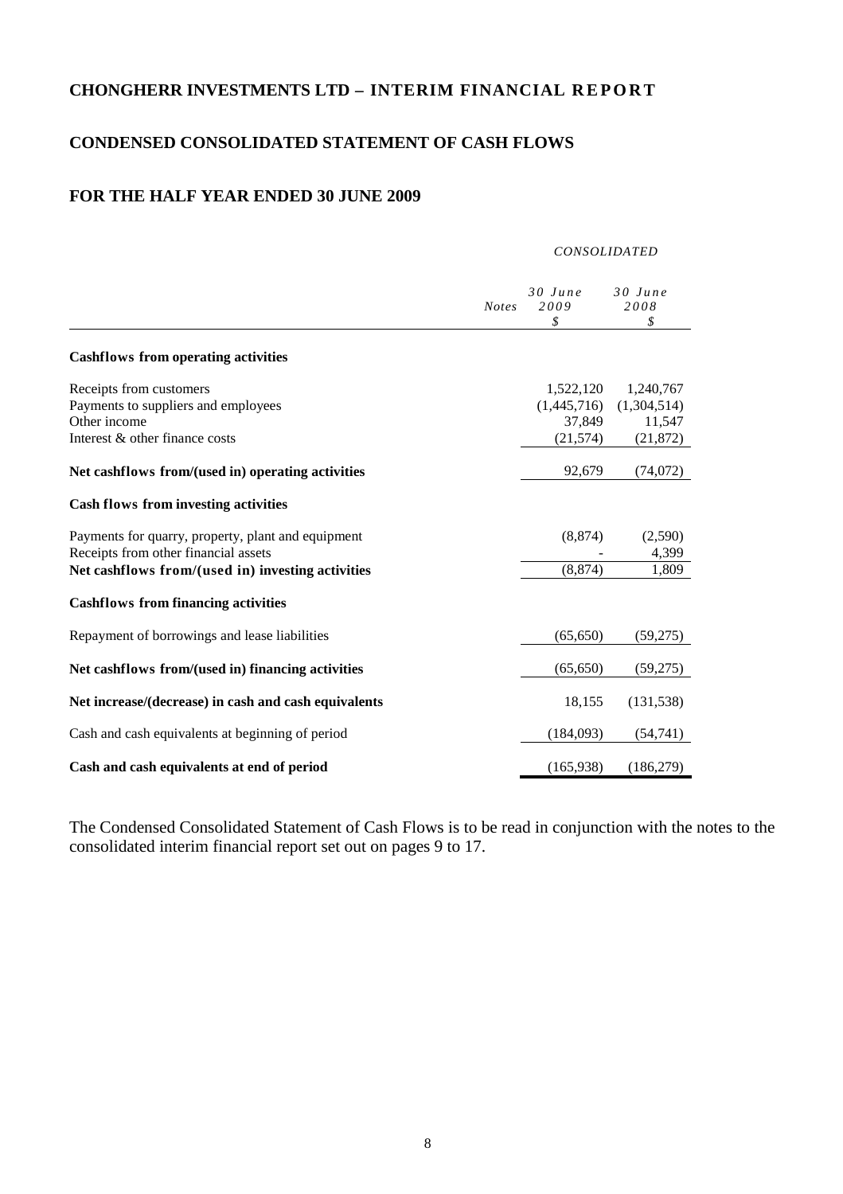# CHONGHERR INVESTMENTS LTD – INTERIM FINANCIAL REPORT

## CONDENSED CONSOLIDATED STATEMENT OF CASH FLOWS

## FOR THE HALF YEAR ENDED 30 JUNE 2009

| | Notes | *CONSOLIDATED* 30 June 2009 $ | 30 June 2008 $ |
|---|---|---|---|
| **Cashflows from operating activities** | | | |
| Receipts from customers | | 1,522,120 | 1,240,767 |
| Payments to suppliers and employees | | (1,445,716) | (1,304,514) |
| Other income | | 37,849 | 11,547 |
| Interest & other finance costs | | (21,574) | (21,872) |
| **Net cashflows from/(used in) operating activities** | | 92,679 | (74,072) |
| **Cash flows from investing activities** | | | |
| Payments for quarry, property, plant and equipment | | (8,874) | (2,590) |
| Receipts from other financial assets | | - | 4,399 |
| **Net cashflows from/(used in) investing activities** | | (8,874) | 1,809 |
| **Cashflows from financing activities** | | | |
| Repayment of borrowings and lease liabilities | | (65,650) | (59,275) |
| **Net cashflows from/(used in) financing activities** | | (65,650) | (59,275) |
| **Net increase/(decrease) in cash and cash equivalents** | | 18,155 | (131,538) |
| Cash and cash equivalents at beginning of period | | (184,093) | (54,741) |
| **Cash and cash equivalents at end of period** | | (165,938) | (186,279) |

The Condensed Consolidated Statement of Cash Flows is to be read in conjunction with the notes to the consolidated interim financial report set out on pages 9 to 17.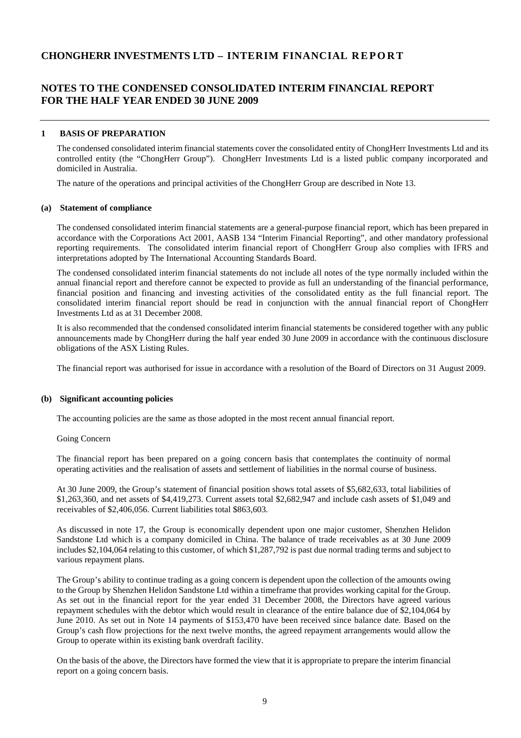## NOTES TO THE CONDENSED CONSOLIDATED INTERIM FINANCIAL REPORT FOR THE HALF YEAR ENDED 30 JUNE 2009

### 1 BASIS OF PREPARATION

The condensed consolidated interim financial statements cover the consolidated entity of ChongHerr Investments Ltd and its controlled entity (the "ChongHerr Group"). ChongHerr Investments Ltd is a listed public company incorporated and domiciled in Australia.

The nature of the operations and principal activities of the ChongHerr Group are described in Note 13.

#### (a) Statement of compliance

The condensed consolidated interim financial statements are a general-purpose financial report, which has been prepared in accordance with the Corporations Act 2001, AASB 134 "Interim Financial Reporting", and other mandatory professional reporting requirements. The consolidated interim financial report of ChongHerr Group also complies with IFRS and interpretations adopted by The International Accounting Standards Board.

The condensed consolidated interim financial statements do not include all notes of the type normally included within the annual financial report and therefore cannot be expected to provide as full an understanding of the financial performance, financial position and financing and investing activities of the consolidated entity as the full financial report. The consolidated interim financial report should be read in conjunction with the annual financial report of ChongHerr Investments Ltd as at 31 December 2008.

It is also recommended that the condensed consolidated interim financial statements be considered together with any public announcements made by ChongHerr during the half year ended 30 June 2009 in accordance with the continuous disclosure obligations of the ASX Listing Rules.

The financial report was authorised for issue in accordance with a resolution of the Board of Directors on 31 August 2009.

#### (b) Significant accounting policies

The accounting policies are the same as those adopted in the most recent annual financial report.

Going Concern

The financial report has been prepared on a going concern basis that contemplates the continuity of normal operating activities and the realisation of assets and settlement of liabilities in the normal course of business.

At 30 June 2009, the Group's statement of financial position shows total assets of $5,682,633, total liabilities of $1,263,360, and net assets of $4,419,273. Current assets total $2,682,947 and include cash assets of $1,049 and receivables of $2,406,056. Current liabilities total $863,603.

As discussed in note 17, the Group is economically dependent upon one major customer, Shenzhen Helidon Sandstone Ltd which is a company domiciled in China. The balance of trade receivables as at 30 June 2009 includes $2,104,064 relating to this customer, of which $1,287,792 is past due normal trading terms and subject to various repayment plans.

The Group's ability to continue trading as a going concern is dependent upon the collection of the amounts owing to the Group by Shenzhen Helidon Sandstone Ltd within a timeframe that provides working capital for the Group. As set out in the financial report for the year ended 31 December 2008, the Directors have agreed various repayment schedules with the debtor which would result in clearance of the entire balance due of $2,104,064 by June 2010. As set out in Note 14 payments of $153,470 have been received since balance date. Based on the Group's cash flow projections for the next twelve months, the agreed repayment arrangements would allow the Group to operate within its existing bank overdraft facility.

On the basis of the above, the Directors have formed the view that it is appropriate to prepare the interim financial report on a going concern basis.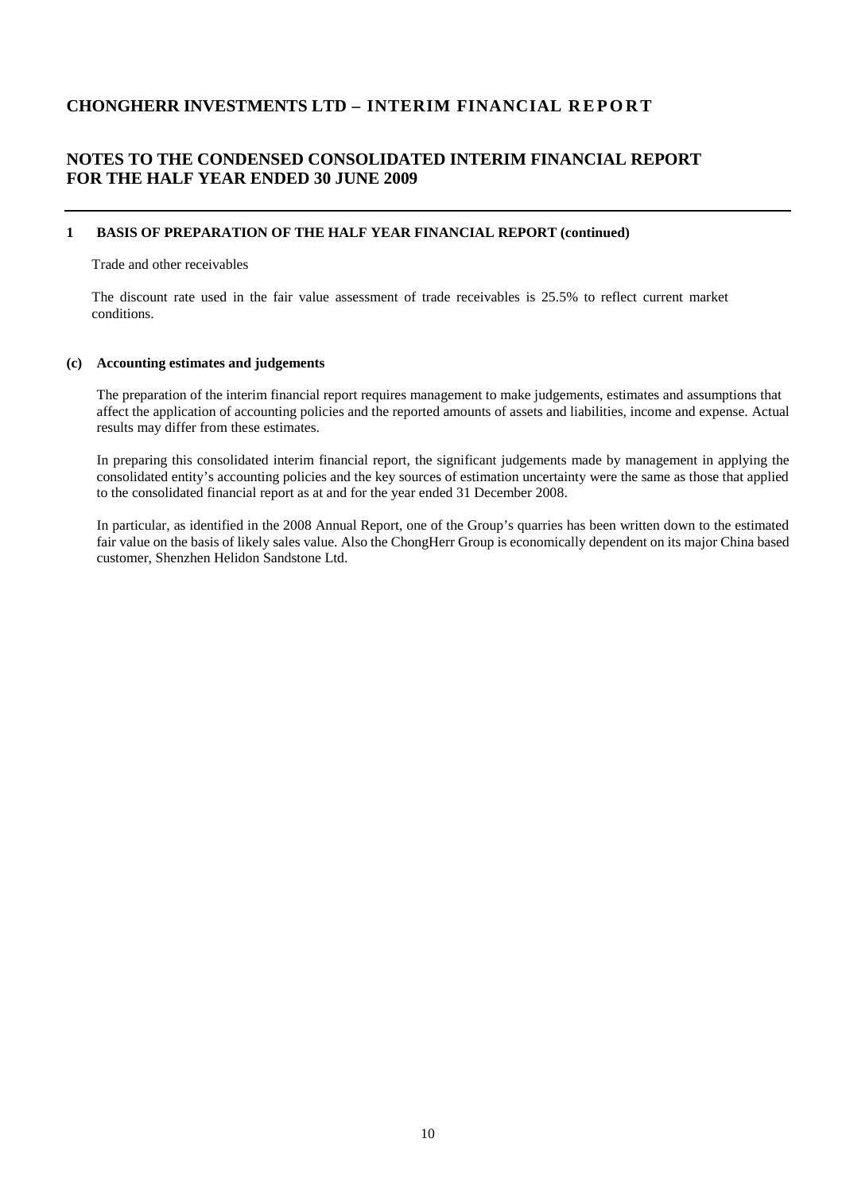# CHONGHERR INVESTMENTS LTD – INTERIM FINANCIAL REPORT

## NOTES TO THE CONDENSED CONSOLIDATED INTERIM FINANCIAL REPORT FOR THE HALF YEAR ENDED 30 JUNE 2009

### 1 BASIS OF PREPARATION OF THE HALF YEAR FINANCIAL REPORT (continued)

Trade and other receivables

The discount rate used in the fair value assessment of trade receivables is 25.5% to reflect current market conditions.

### (c) Accounting estimates and judgements

The preparation of the interim financial report requires management to make judgements, estimates and assumptions that affect the application of accounting policies and the reported amounts of assets and liabilities, income and expense. Actual results may differ from these estimates.

In preparing this consolidated interim financial report, the significant judgements made by management in applying the consolidated entity's accounting policies and the key sources of estimation uncertainty were the same as those that applied to the consolidated financial report as at and for the year ended 31 December 2008.

In particular, as identified in the 2008 Annual Report, one of the Group's quarries has been written down to the estimated fair value on the basis of likely sales value. Also the ChongHerr Group is economically dependent on its major China based customer, Shenzhen Helidon Sandstone Ltd.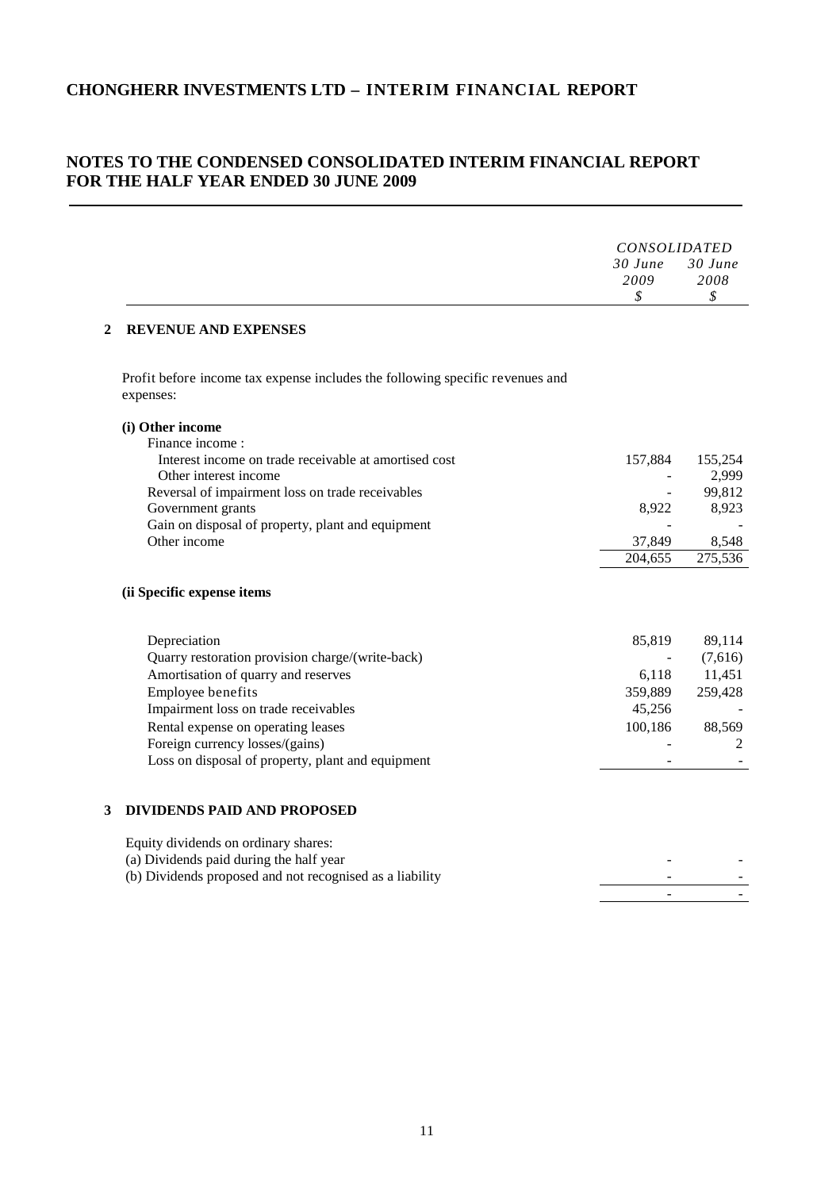# CHONGHERR INVESTMENTS LTD – INTERIM FINANCIAL REPORT

## NOTES TO THE CONDENSED CONSOLIDATED INTERIM FINANCIAL REPORT FOR THE HALF YEAR ENDED 30 JUNE 2009

| | *CONSOLIDATED* | |
|---|---|---|
| | *30 June 2009* | *30 June 2008* |
| | *$* | *$* |
| **2 REVENUE AND EXPENSES** | | |
| Profit before income tax expense includes the following specific revenues and expenses: | | |
| **(i) Other income** | | |
| Finance income : | | |
| Interest income on trade receivable at amortised cost | 157,884 | 155,254 |
| Other interest income | - | 2,999 |
| Reversal of impairment loss on trade receivables | - | 99,812 |
| Government grants | 8,922 | 8,923 |
| Gain on disposal of property, plant and equipment | - | - |
| Other income | 37,849 | 8,548 |
| | 204,655 | 275,536 |
| **(ii Specific expense items** | | |
| Depreciation | 85,819 | 89,114 |
| Quarry restoration provision charge/(write-back) | - | (7,616) |
| Amortisation of quarry and reserves | 6,118 | 11,451 |
| Employee benefits | 359,889 | 259,428 |
| Impairment loss on trade receivables | 45,256 | - |
| Rental expense on operating leases | 100,186 | 88,569 |
| Foreign currency losses/(gains) | - | 2 |
| Loss on disposal of property, plant and equipment | - | - |

## 3 DIVIDENDS PAID AND PROPOSED

| | *30 June 2009* | *30 June 2008* |
|---|---|---|
| Equity dividends on ordinary shares: | | |
| (a) Dividends paid during the half year | - | - |
| (b) Dividends proposed and not recognised as a liability | - | - |
| | - | - |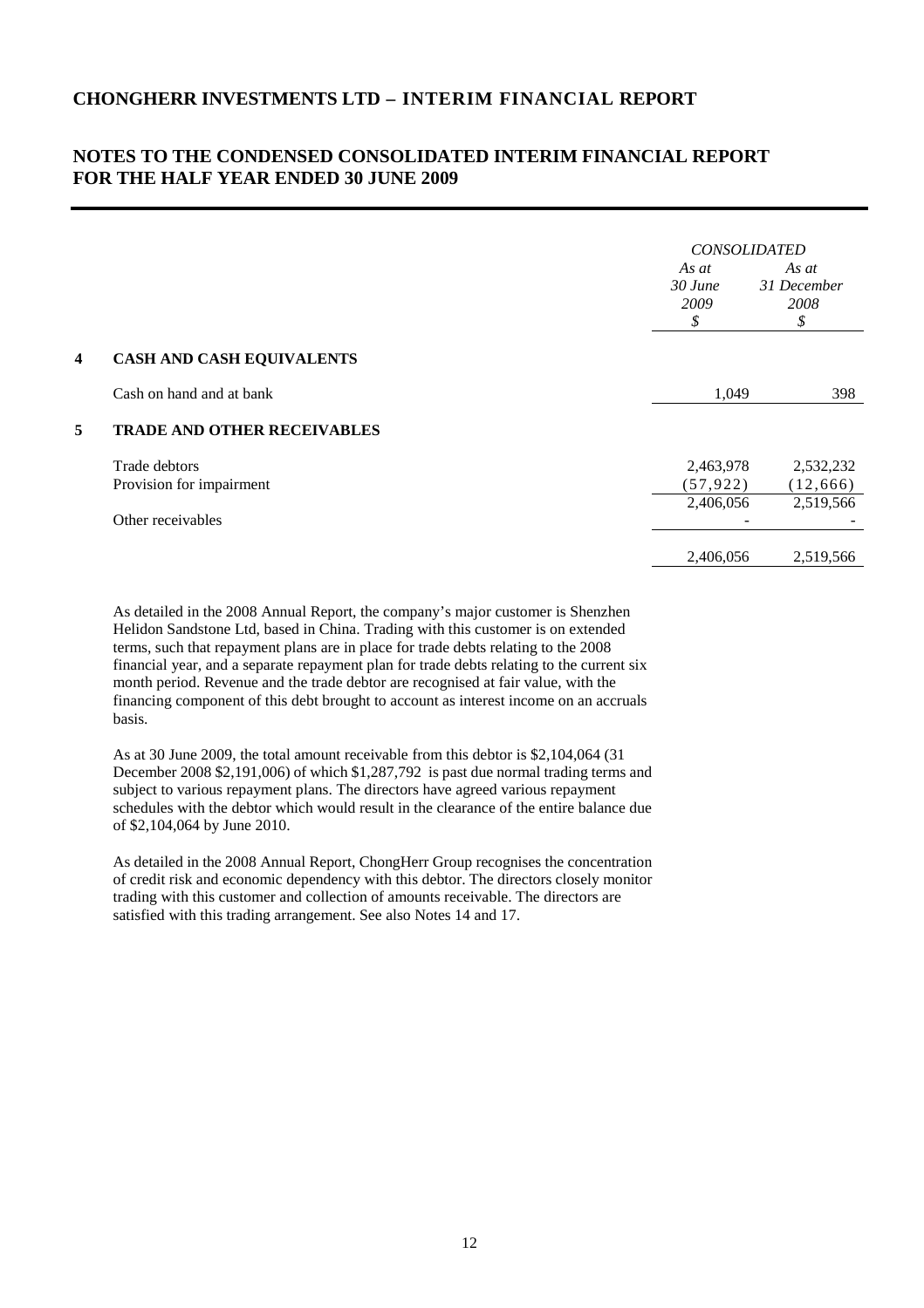## CHONGHERR INVESTMENTS LTD – INTERIM FINANCIAL REPORT

## NOTES TO THE CONDENSED CONSOLIDATED INTERIM FINANCIAL REPORT FOR THE HALF YEAR ENDED 30 JUNE 2009

| | | *CONSOLIDATED* | |
|---|---|---|---|
| | | *As at 30 June 2009* | *As at 31 December 2008* |
| | | *$* | *$* |
| **4** | **CASH AND CASH EQUIVALENTS** | | |
| | Cash on hand and at bank | 1,049 | 398 |
| **5** | **TRADE AND OTHER RECEIVABLES** | | |
| | Trade debtors | 2,463,978 | 2,532,232 |
| | Provision for impairment | (57,922) | (12,666) |
| | | 2,406,056 | 2,519,566 |
| | Other receivables | - | - |
| | | 2,406,056 | 2,519,566 |

As detailed in the 2008 Annual Report, the company's major customer is Shenzhen Helidon Sandstone Ltd, based in China. Trading with this customer is on extended terms, such that repayment plans are in place for trade debts relating to the 2008 financial year, and a separate repayment plan for trade debts relating to the current six month period. Revenue and the trade debtor are recognised at fair value, with the financing component of this debt brought to account as interest income on an accruals basis.

As at 30 June 2009, the total amount receivable from this debtor is $2,104,064 (31 December 2008 $2,191,006) of which $1,287,792 is past due normal trading terms and subject to various repayment plans. The directors have agreed various repayment schedules with the debtor which would result in the clearance of the entire balance due of $2,104,064 by June 2010.

As detailed in the 2008 Annual Report, ChongHerr Group recognises the concentration of credit risk and economic dependency with this debtor. The directors closely monitor trading with this customer and collection of amounts receivable. The directors are satisfied with this trading arrangement. See also Notes 14 and 17.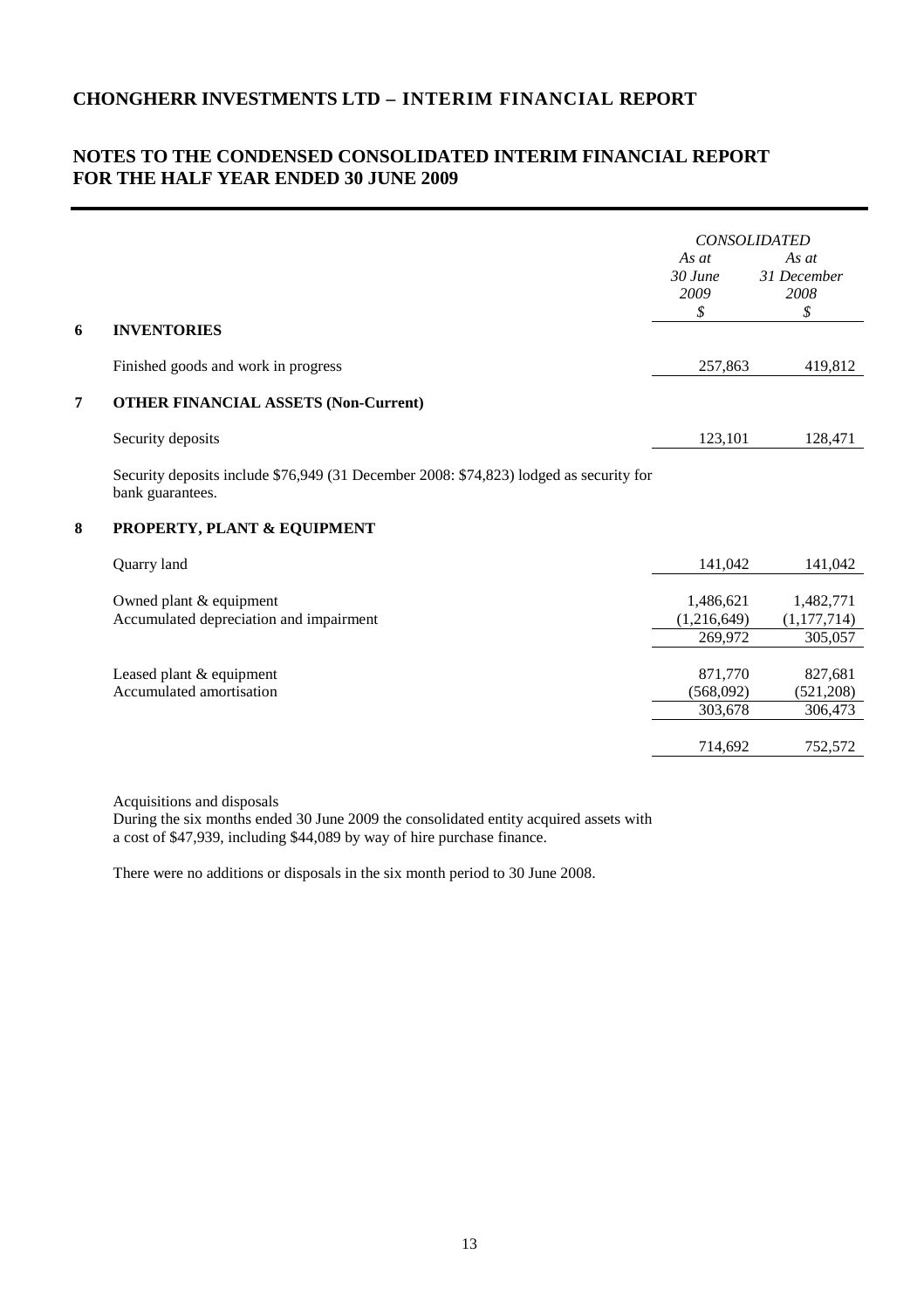## CHONGHERR INVESTMENTS LTD – INTERIM FINANCIAL REPORT

## NOTES TO THE CONDENSED CONSOLIDATED INTERIM FINANCIAL REPORT FOR THE HALF YEAR ENDED 30 JUNE 2009

| | | *CONSOLIDATED* | |
|---|---|---|---|
| | | *As at 30 June 2009* | *As at 31 December 2008* |
| | | *$* | *$* |
| **6** | **INVENTORIES** | | |
| | Finished goods and work in progress | 257,863 | 419,812 |
| **7** | **OTHER FINANCIAL ASSETS (Non-Current)** | | |
| | Security deposits | 123,101 | 128,471 |

Security deposits include $76,949 (31 December 2008: $74,823) lodged as security for bank guarantees.

| | | | |
|---|---|---|---|
| **8** | **PROPERTY, PLANT & EQUIPMENT** | | |
| | Quarry land | 141,042 | 141,042 |
| | Owned plant & equipment | 1,486,621 | 1,482,771 |
| | Accumulated depreciation and impairment | (1,216,649) | (1,177,714) |
| | | 269,972 | 305,057 |
| | Leased plant & equipment | 871,770 | 827,681 |
| | Accumulated amortisation | (568,092) | (521,208) |
| | | 303,678 | 306,473 |
| | | 714,692 | 752,572 |

Acquisitions and disposals

During the six months ended 30 June 2009 the consolidated entity acquired assets with a cost of $47,939, including $44,089 by way of hire purchase finance.

There were no additions or disposals in the six month period to 30 June 2008.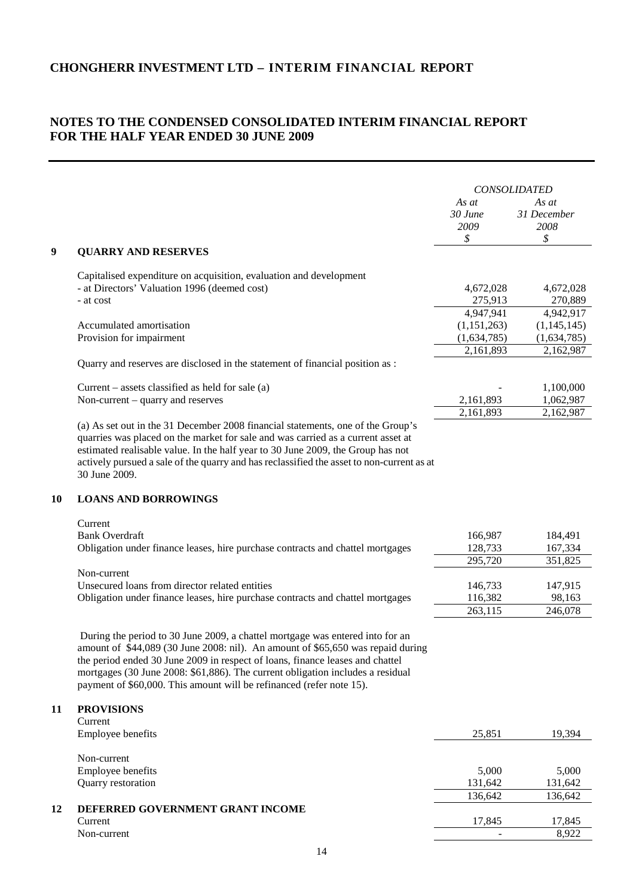# CHONGHERR INVESTMENT LTD – INTERIM FINANCIAL REPORT

## NOTES TO THE CONDENSED CONSOLIDATED INTERIM FINANCIAL REPORT FOR THE HALF YEAR ENDED 30 JUNE 2009

| | | *CONSOLIDATED* | |
|---|---|---|---|
| | | *As at 30 June 2009* | *As at 31 December 2008* |
| | | *$* | *$* |
| **9** | **QUARRY AND RESERVES** | | |
| | Capitalised expenditure on acquisition, evaluation and development | | |
| | - at Directors' Valuation 1996 (deemed cost) | 4,672,028 | 4,672,028 |
| | - at cost | 275,913 | 270,889 |
| | | 4,947,941 | 4,942,917 |
| | Accumulated amortisation | (1,151,263) | (1,145,145) |
| | Provision for impairment | (1,634,785) | (1,634,785) |
| | | 2,161,893 | 2,162,987 |
| | Quarry and reserves are disclosed in the statement of financial position as : | | |
| | Current – assets classified as held for sale (a) | - | 1,100,000 |
| | Non-current – quarry and reserves | 2,161,893 | 1,062,987 |
| | | 2,161,893 | 2,162,987 |

(a) As set out in the 31 December 2008 financial statements, one of the Group's quarries was placed on the market for sale and was carried as a current asset at estimated realisable value. In the half year to 30 June 2009, the Group has not actively pursued a sale of the quarry and has reclassified the asset to non-current as at 30 June 2009.

| | | *As at 30 June 2009* | *As at 31 December 2008* |
|---|---|---|---|
| **10** | **LOANS AND BORROWINGS** | | |
| | Current | | |
| | Bank Overdraft | 166,987 | 184,491 |
| | Obligation under finance leases, hire purchase contracts and chattel mortgages | 128,733 | 167,334 |
| | | 295,720 | 351,825 |
| | Non-current | | |
| | Unsecured loans from director related entities | 146,733 | 147,915 |
| | Obligation under finance leases, hire purchase contracts and chattel mortgages | 116,382 | 98,163 |
| | | 263,115 | 246,078 |

During the period to 30 June 2009, a chattel mortgage was entered into for an amount of $44,089 (30 June 2008: nil). An amount of $65,650 was repaid during the period ended 30 June 2009 in respect of loans, finance leases and chattel mortgages (30 June 2008: $61,886). The current obligation includes a residual payment of $60,000. This amount will be refinanced (refer note 15).

| | | *As at 30 June 2009* | *As at 31 December 2008* |
|---|---|---|---|
| **11** | **PROVISIONS** | | |
| | Current | | |
| | Employee benefits | 25,851 | 19,394 |
| | Non-current | | |
| | Employee benefits | 5,000 | 5,000 |
| | Quarry restoration | 131,642 | 131,642 |
| | | 136,642 | 136,642 |
| **12** | **DEFERRED GOVERNMENT GRANT INCOME** | | |
| | Current | 17,845 | 17,845 |
| | Non-current | - | 8,922 |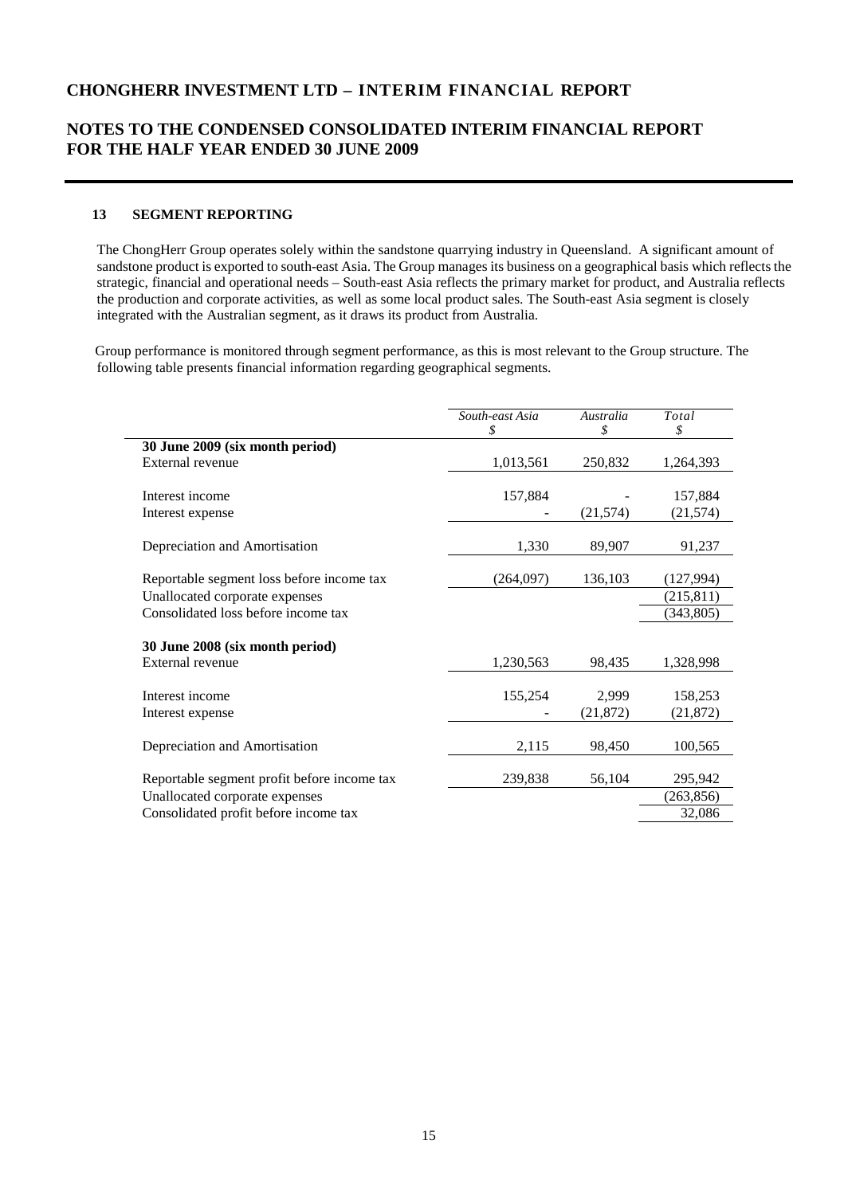# CHONGHERR INVESTMENT LTD – INTERIM FINANCIAL REPORT

## NOTES TO THE CONDENSED CONSOLIDATED INTERIM FINANCIAL REPORT FOR THE HALF YEAR ENDED 30 JUNE 2009

### 13 SEGMENT REPORTING

The ChongHerr Group operates solely within the sandstone quarrying industry in Queensland. A significant amount of sandstone product is exported to south-east Asia. The Group manages its business on a geographical basis which reflects the strategic, financial and operational needs – South-east Asia reflects the primary market for product, and Australia reflects the production and corporate activities, as well as some local product sales. The South-east Asia segment is closely integrated with the Australian segment, as it draws its product from Australia.

Group performance is monitored through segment performance, as this is most relevant to the Group structure. The following table presents financial information regarding geographical segments.

| | *South-east Asia* $ | *Australia* $ | *Total* $ |
|---|---|---|---|
| **30 June 2009 (six month period)** | | | |
| External revenue | 1,013,561 | 250,832 | 1,264,393 |
| | | | |
| Interest income | 157,884 | - | 157,884 |
| Interest expense | - | (21,574) | (21,574) |
| | | | |
| Depreciation and Amortisation | 1,330 | 89,907 | 91,237 |
| | | | |
| Reportable segment loss before income tax | (264,097) | 136,103 | (127,994) |
| Unallocated corporate expenses | | | (215,811) |
| Consolidated loss before income tax | | | (343,805) |
| | | | |
| **30 June 2008 (six month period)** | | | |
| External revenue | 1,230,563 | 98,435 | 1,328,998 |
| | | | |
| Interest income | 155,254 | 2,999 | 158,253 |
| Interest expense | - | (21,872) | (21,872) |
| | | | |
| Depreciation and Amortisation | 2,115 | 98,450 | 100,565 |
| | | | |
| Reportable segment profit before income tax | 239,838 | 56,104 | 295,942 |
| Unallocated corporate expenses | | | (263,856) |
| Consolidated profit before income tax | | | 32,086 |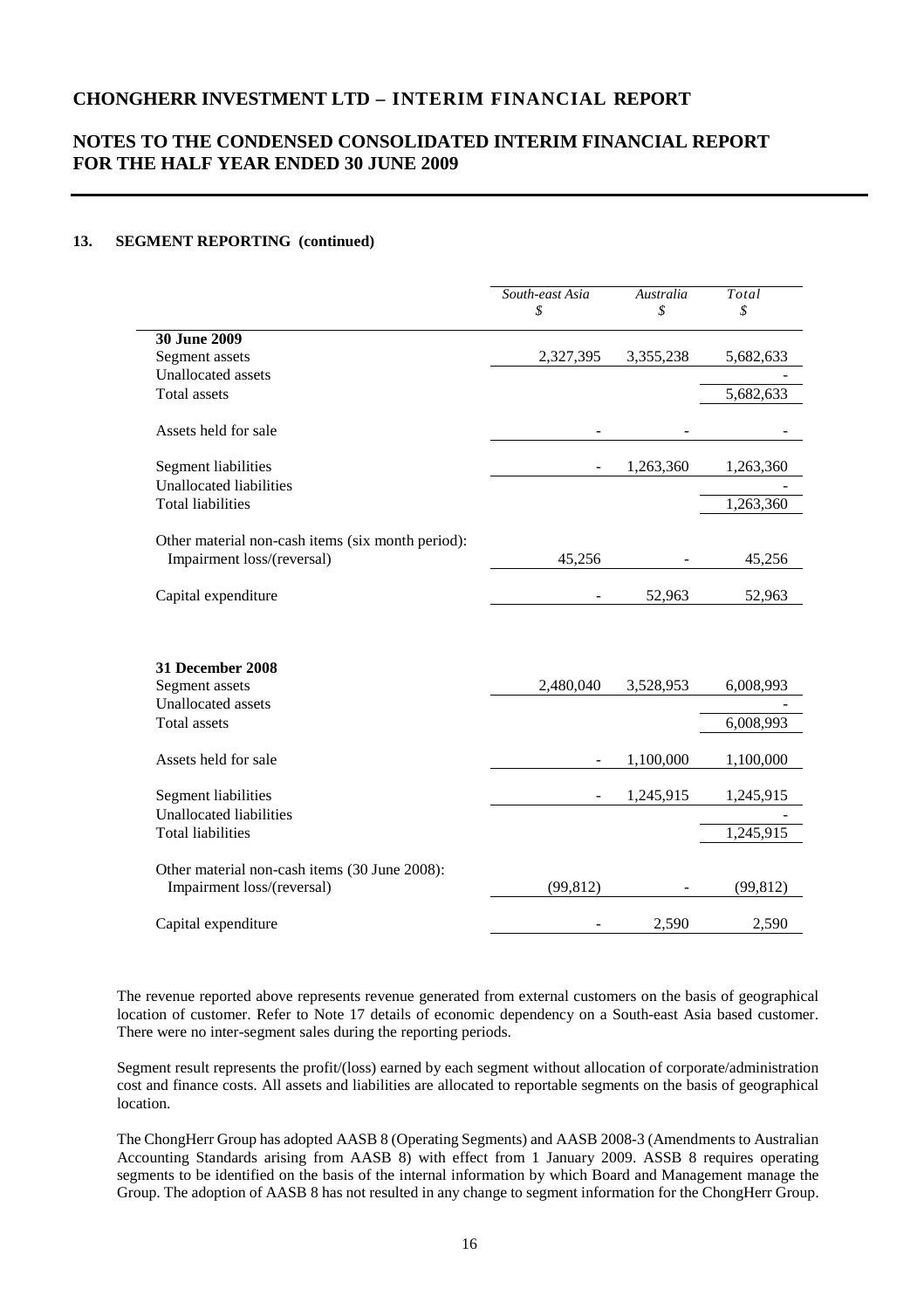## 13. SEGMENT REPORTING (continued)

| | South-east Asia $ | Australia $ | Total $ |
|---|---|---|---|
| **30 June 2009** | | | |
| Segment assets | 2,327,395 | 3,355,238 | 5,682,633 |
| Unallocated assets | | | - |
| Total assets | | | 5,682,633 |
| Assets held for sale | - | - | - |
| Segment liabilities | - | 1,263,360 | 1,263,360 |
| Unallocated liabilities | | | - |
| Total liabilities | | | 1,263,360 |
| Other material non-cash items (six month period): | | | |
| Impairment loss/(reversal) | 45,256 | - | 45,256 |
| Capital expenditure | - | 52,963 | 52,963 |
| **31 December 2008** | | | |
| Segment assets | 2,480,040 | 3,528,953 | 6,008,993 |
| Unallocated assets | | | - |
| Total assets | | | 6,008,993 |
| Assets held for sale | - | 1,100,000 | 1,100,000 |
| Segment liabilities | - | 1,245,915 | 1,245,915 |
| Unallocated liabilities | | | - |
| Total liabilities | | | 1,245,915 |
| Other material non-cash items (30 June 2008): | | | |
| Impairment loss/(reversal) | (99,812) | - | (99,812) |
| Capital expenditure | - | 2,590 | 2,590 |

The revenue reported above represents revenue generated from external customers on the basis of geographical location of customer. Refer to Note 17 details of economic dependency on a South-east Asia based customer. There were no inter-segment sales during the reporting periods.

Segment result represents the profit/(loss) earned by each segment without allocation of corporate/administration cost and finance costs. All assets and liabilities are allocated to reportable segments on the basis of geographical location.

The ChongHerr Group has adopted AASB 8 (Operating Segments) and AASB 2008-3 (Amendments to Australian Accounting Standards arising from AASB 8) with effect from 1 January 2009. ASSB 8 requires operating segments to be identified on the basis of the internal information by which Board and Management manage the Group. The adoption of AASB 8 has not resulted in any change to segment information for the ChongHerr Group.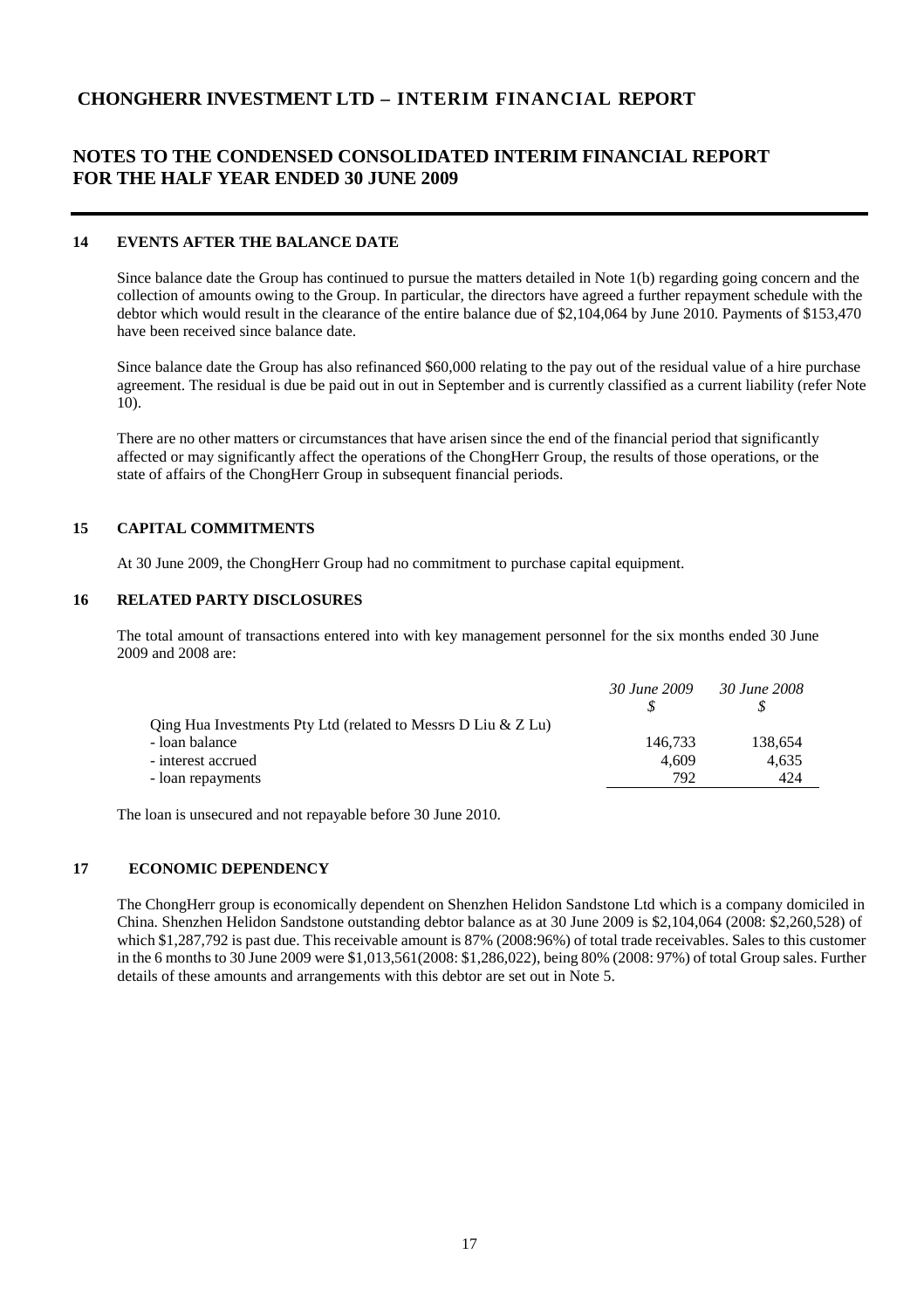## NOTES TO THE CONDENSED CONSOLIDATED INTERIM FINANCIAL REPORT FOR THE HALF YEAR ENDED 30 JUNE 2009

### 14 EVENTS AFTER THE BALANCE DATE

Since balance date the Group has continued to pursue the matters detailed in Note 1(b) regarding going concern and the collection of amounts owing to the Group. In particular, the directors have agreed a further repayment schedule with the debtor which would result in the clearance of the entire balance due of $2,104,064 by June 2010. Payments of $153,470 have been received since balance date.

Since balance date the Group has also refinanced $60,000 relating to the pay out of the residual value of a hire purchase agreement. The residual is due be paid out in out in September and is currently classified as a current liability (refer Note 10).

There are no other matters or circumstances that have arisen since the end of the financial period that significantly affected or may significantly affect the operations of the ChongHerr Group, the results of those operations, or the state of affairs of the ChongHerr Group in subsequent financial periods.

### 15 CAPITAL COMMITMENTS

At 30 June 2009, the ChongHerr Group had no commitment to purchase capital equipment.

### 16 RELATED PARTY DISCLOSURES

The total amount of transactions entered into with key management personnel for the six months ended 30 June 2009 and 2008 are:

| | *30 June 2009* | *30 June 2008* |
|---|---|---|
| | *$* | *$* |
| Qing Hua Investments Pty Ltd (related to Messrs D Liu & Z Lu) | | |
| - loan balance | 146,733 | 138,654 |
| - interest accrued | 4,609 | 4,635 |
| - loan repayments | 792 | 424 |

The loan is unsecured and not repayable before 30 June 2010.

### 17 ECONOMIC DEPENDENCY

The ChongHerr group is economically dependent on Shenzhen Helidon Sandstone Ltd which is a company domiciled in China. Shenzhen Helidon Sandstone outstanding debtor balance as at 30 June 2009 is $2,104,064 (2008: $2,260,528) of which $1,287,792 is past due. This receivable amount is 87% (2008:96%) of total trade receivables. Sales to this customer in the 6 months to 30 June 2009 were $1,013,561(2008: $1,286,022), being 80% (2008: 97%) of total Group sales. Further details of these amounts and arrangements with this debtor are set out in Note 5.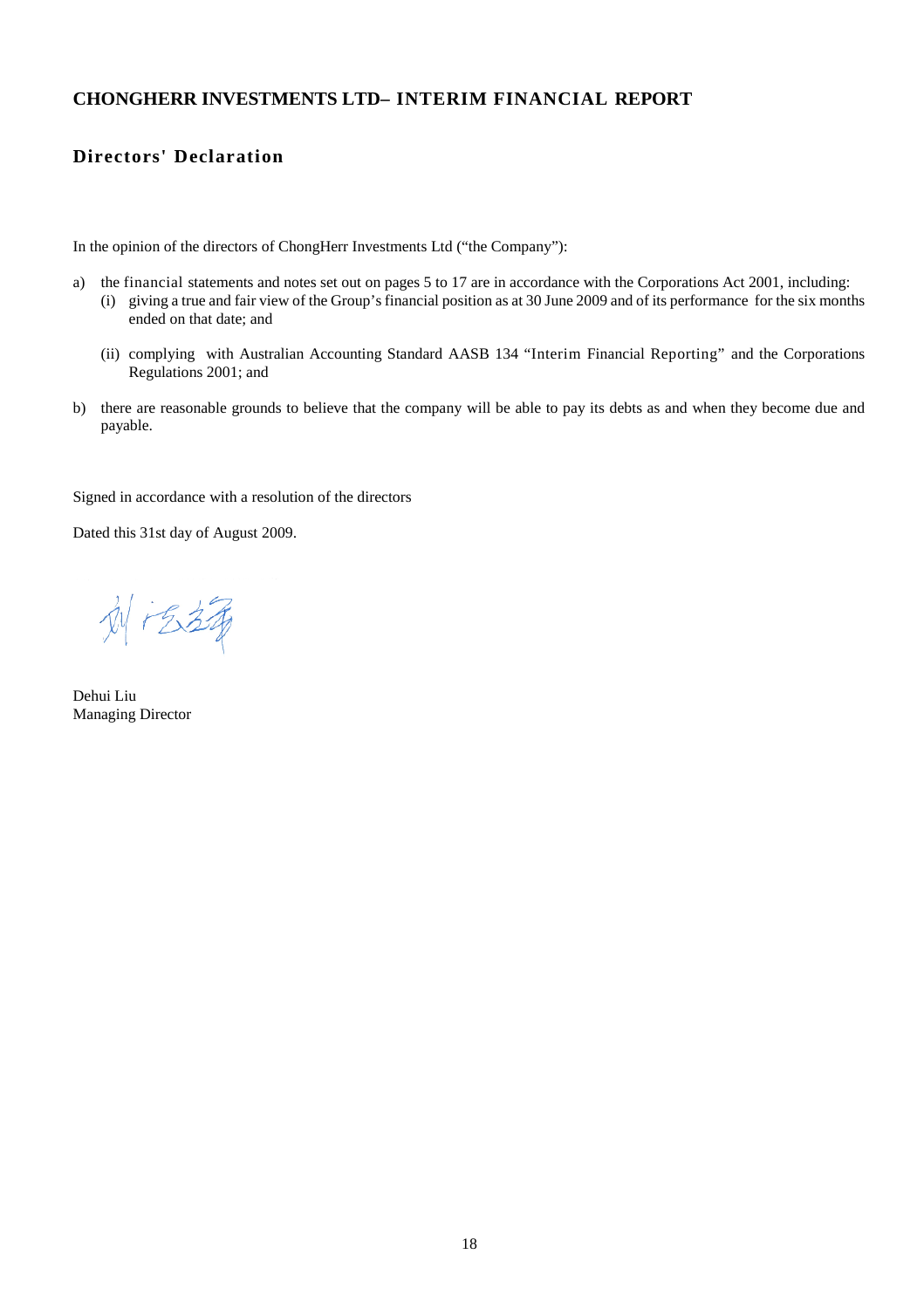# CHONGHERR INVESTMENTS LTD– INTERIM FINANCIAL REPORT

## Directors' Declaration

In the opinion of the directors of ChongHerr Investments Ltd ("the Company"):

a) the financial statements and notes set out on pages 5 to 17 are in accordance with the Corporations Act 2001, including:
   (i) giving a true and fair view of the Group's financial position as at 30 June 2009 and of its performance for the six months ended on that date; and

   (ii) complying with Australian Accounting Standard AASB 134 "Interim Financial Reporting" and the Corporations Regulations 2001; and

b) there are reasonable grounds to believe that the company will be able to pay its debts as and when they become due and payable.

Signed in accordance with a resolution of the directors

Dated this 31st day of August 2009.

Dehui Liu
Managing Director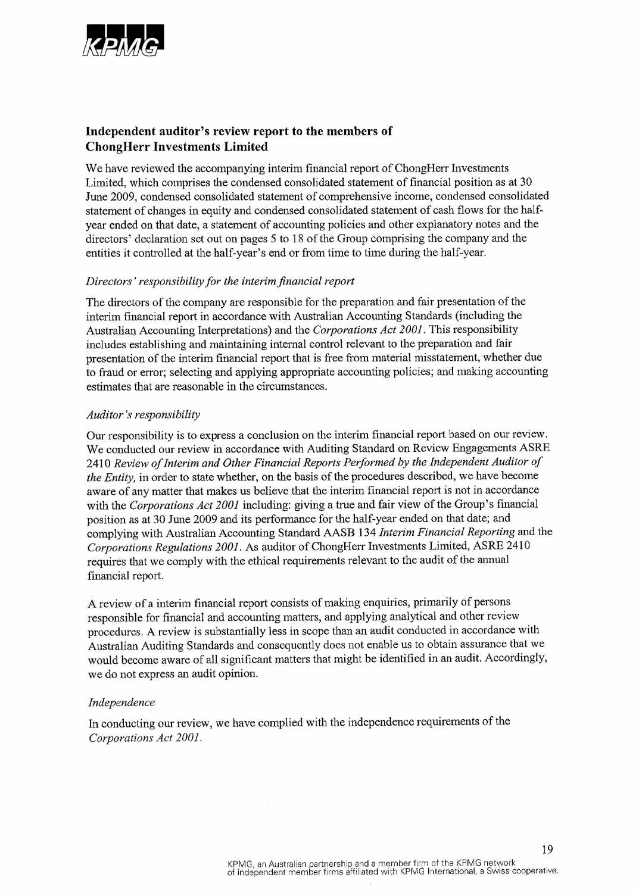## Independent auditor's review report to the members of ChongHerr Investments Limited

We have reviewed the accompanying interim financial report of ChongHerr Investments Limited, which comprises the condensed consolidated statement of financial position as at 30 June 2009, condensed consolidated statement of comprehensive income, condensed consolidated statement of changes in equity and condensed consolidated statement of cash flows for the half-year ended on that date, a statement of accounting policies and other explanatory notes and the directors' declaration set out on pages 5 to 18 of the Group comprising the company and the entities it controlled at the half-year's end or from time to time during the half-year.

### *Directors' responsibility for the interim financial report*

The directors of the company are responsible for the preparation and fair presentation of the interim financial report in accordance with Australian Accounting Standards (including the Australian Accounting Interpretations) and the *Corporations Act 2001*. This responsibility includes establishing and maintaining internal control relevant to the preparation and fair presentation of the interim financial report that is free from material misstatement, whether due to fraud or error; selecting and applying appropriate accounting policies; and making accounting estimates that are reasonable in the circumstances.

### *Auditor's responsibility*

Our responsibility is to express a conclusion on the interim financial report based on our review. We conducted our review in accordance with Auditing Standard on Review Engagements ASRE 2410 *Review of Interim and Other Financial Reports Performed by the Independent Auditor of the Entity,* in order to state whether, on the basis of the procedures described, we have become aware of any matter that makes us believe that the interim financial report is not in accordance with the *Corporations Act 2001* including: giving a true and fair view of the Group's financial position as at 30 June 2009 and its performance for the half-year ended on that date; and complying with Australian Accounting Standard AASB 134 *Interim Financial Reporting* and the *Corporations Regulations 2001*. As auditor of ChongHerr Investments Limited, ASRE 2410 requires that we comply with the ethical requirements relevant to the audit of the annual financial report.

A review of a interim financial report consists of making enquiries, primarily of persons responsible for financial and accounting matters, and applying analytical and other review procedures. A review is substantially less in scope than an audit conducted in accordance with Australian Auditing Standards and consequently does not enable us to obtain assurance that we would become aware of all significant matters that might be identified in an audit. Accordingly, we do not express an audit opinion.

### *Independence*

In conducting our review, we have complied with the independence requirements of the *Corporations Act 2001.*

KPMG, an Australian partnership and a member firm of the KPMG network of independent member firms affiliated with KPMG International, a Swiss cooperative.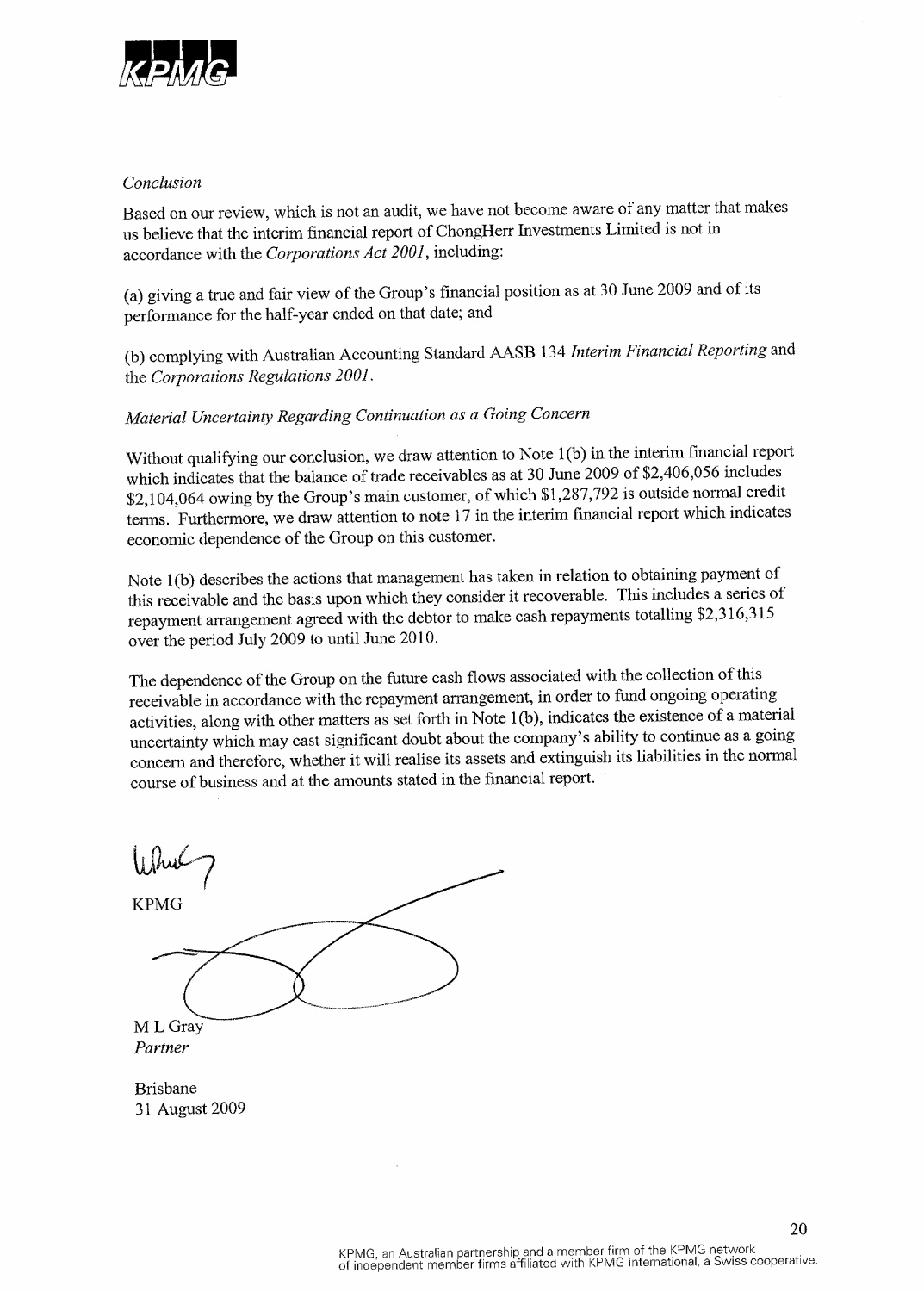*Conclusion*

Based on our review, which is not an audit, we have not become aware of any matter that makes us believe that the interim financial report of ChongHerr Investments Limited is not in accordance with the *Corporations Act 2001*, including:

(a) giving a true and fair view of the Group's financial position as at 30 June 2009 and of its performance for the half-year ended on that date; and

(b) complying with Australian Accounting Standard AASB 134 *Interim Financial Reporting* and the *Corporations Regulations 2001*.

*Material Uncertainty Regarding Continuation as a Going Concern*

Without qualifying our conclusion, we draw attention to Note 1(b) in the interim financial report which indicates that the balance of trade receivables as at 30 June 2009 of $2,406,056 includes $2,104,064 owing by the Group's main customer, of which $1,287,792 is outside normal credit terms. Furthermore, we draw attention to note 17 in the interim financial report which indicates economic dependence of the Group on this customer.

Note 1(b) describes the actions that management has taken in relation to obtaining payment of this receivable and the basis upon which they consider it recoverable. This includes a series of repayment arrangement agreed with the debtor to make cash repayments totalling $2,316,315 over the period July 2009 to until June 2010.

The dependence of the Group on the future cash flows associated with the collection of this receivable in accordance with the repayment arrangement, in order to fund ongoing operating activities, along with other matters as set forth in Note 1(b), indicates the existence of a material uncertainty which may cast significant doubt about the company's ability to continue as a going concern and therefore, whether it will realise its assets and extinguish its liabilities in the normal course of business and at the amounts stated in the financial report.

KPMG

M L Gray
*Partner*

Brisbane
31 August 2009

KPMG, an Australian partnership and a member firm of the KPMG network of independent member firms affiliated with KPMG International, a Swiss cooperative.